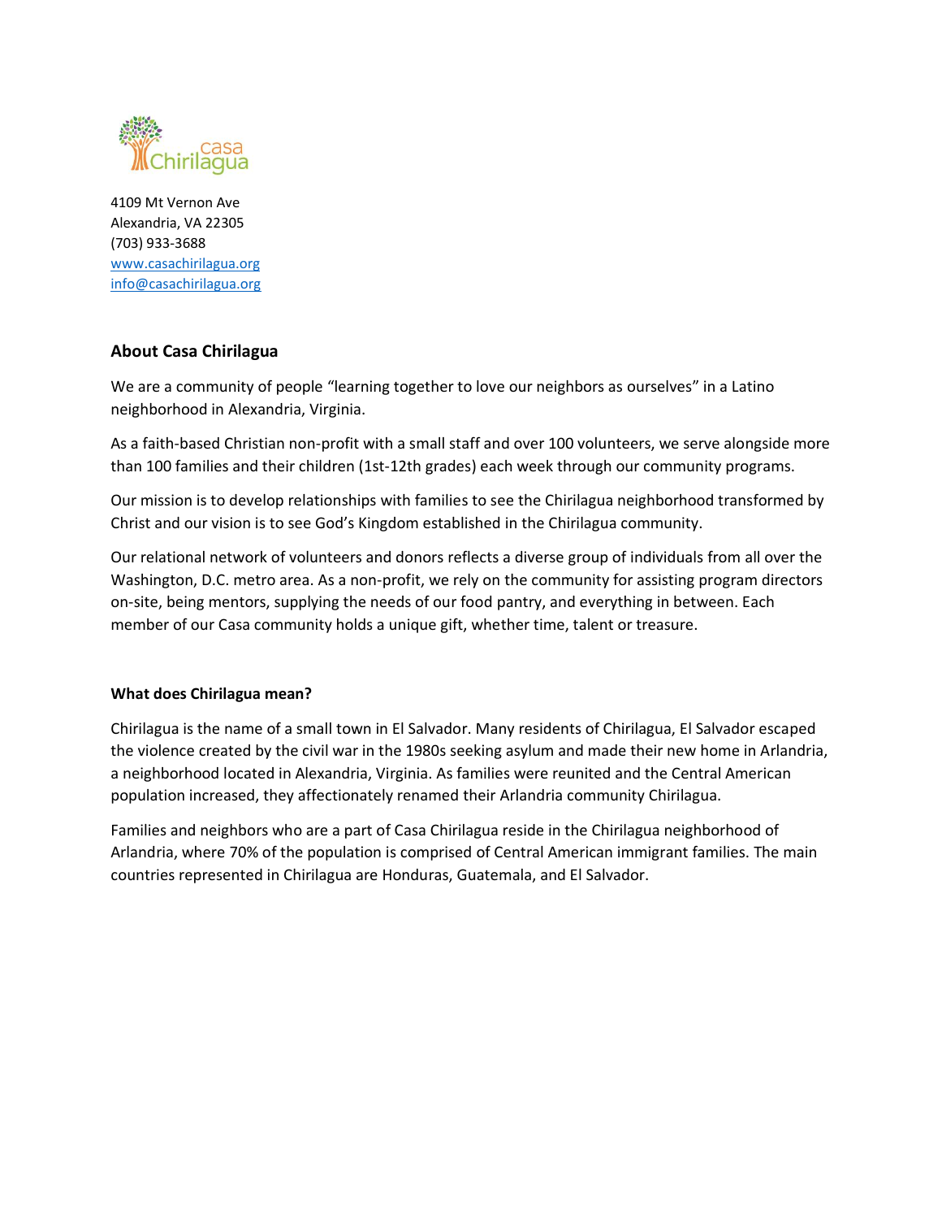casa Chirilagua

4109 Mt Vernon Ave
Alexandria, VA 22305
(703) 933-3688
www.casachirilagua.org
info@casachirilagua.org

## About Casa Chirilagua

We are a community of people "learning together to love our neighbors as ourselves" in a Latino neighborhood in Alexandria, Virginia.

As a faith-based Christian non-profit with a small staff and over 100 volunteers, we serve alongside more than 100 families and their children (1st-12th grades) each week through our community programs.

Our mission is to develop relationships with families to see the Chirilagua neighborhood transformed by Christ and our vision is to see God's Kingdom established in the Chirilagua community.

Our relational network of volunteers and donors reflects a diverse group of individuals from all over the Washington, D.C. metro area. As a non-profit, we rely on the community for assisting program directors on-site, being mentors, supplying the needs of our food pantry, and everything in between. Each member of our Casa community holds a unique gift, whether time, talent or treasure.

### What does Chirilagua mean?

Chirilagua is the name of a small town in El Salvador. Many residents of Chirilagua, El Salvador escaped the violence created by the civil war in the 1980s seeking asylum and made their new home in Arlandria, a neighborhood located in Alexandria, Virginia. As families were reunited and the Central American population increased, they affectionately renamed their Arlandria community Chirilagua.

Families and neighbors who are a part of Casa Chirilagua reside in the Chirilagua neighborhood of Arlandria, where 70% of the population is comprised of Central American immigrant families. The main countries represented in Chirilagua are Honduras, Guatemala, and El Salvador.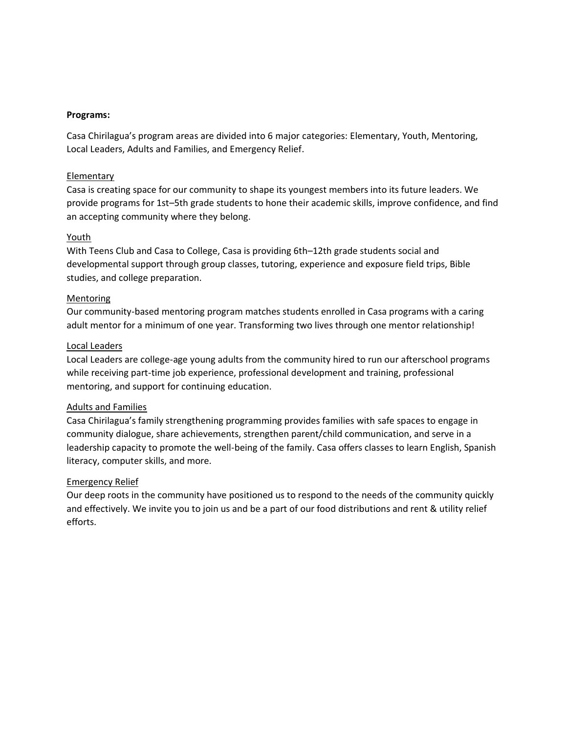**Programs:**

Casa Chirilagua's program areas are divided into 6 major categories: Elementary, Youth, Mentoring, Local Leaders, Adults and Families, and Emergency Relief.

<u>Elementary</u>

Casa is creating space for our community to shape its youngest members into its future leaders. We provide programs for 1st–5th grade students to hone their academic skills, improve confidence, and find an accepting community where they belong.

<u>Youth</u>

With Teens Club and Casa to College, Casa is providing 6th–12th grade students social and developmental support through group classes, tutoring, experience and exposure field trips, Bible studies, and college preparation.

<u>Mentoring</u>

Our community-based mentoring program matches students enrolled in Casa programs with a caring adult mentor for a minimum of one year. Transforming two lives through one mentor relationship!

<u>Local Leaders</u>

Local Leaders are college-age young adults from the community hired to run our afterschool programs while receiving part-time job experience, professional development and training, professional mentoring, and support for continuing education.

<u>Adults and Families</u>

Casa Chirilagua's family strengthening programming provides families with safe spaces to engage in community dialogue, share achievements, strengthen parent/child communication, and serve in a leadership capacity to promote the well-being of the family. Casa offers classes to learn English, Spanish literacy, computer skills, and more.

<u>Emergency Relief</u>

Our deep roots in the community have positioned us to respond to the needs of the community quickly and effectively. We invite you to join us and be a part of our food distributions and rent & utility relief efforts.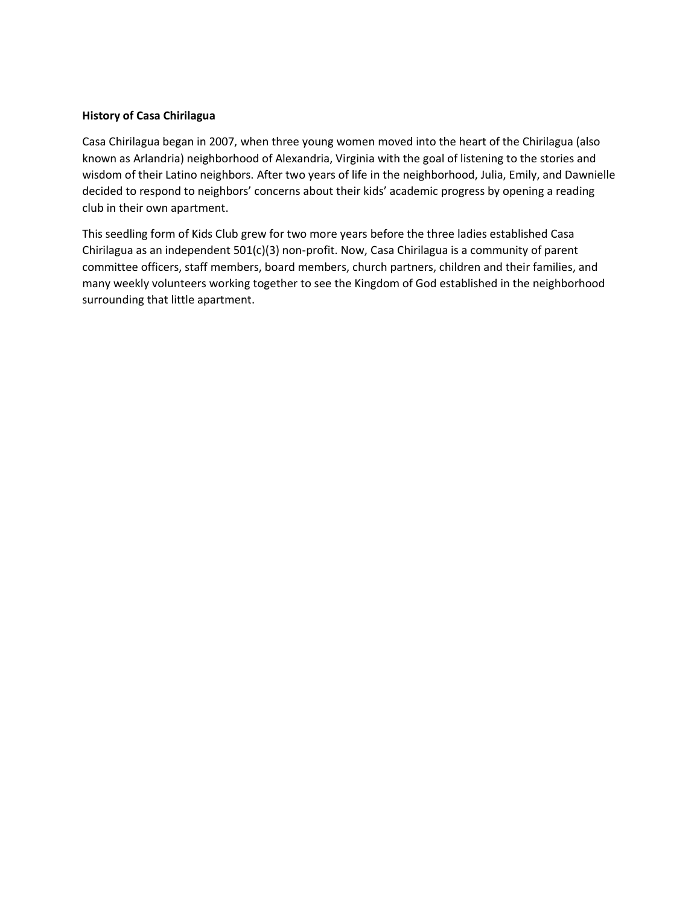**History of Casa Chirilagua**

Casa Chirilagua began in 2007, when three young women moved into the heart of the Chirilagua (also known as Arlandria) neighborhood of Alexandria, Virginia with the goal of listening to the stories and wisdom of their Latino neighbors. After two years of life in the neighborhood, Julia, Emily, and Dawnielle decided to respond to neighbors' concerns about their kids' academic progress by opening a reading club in their own apartment.

This seedling form of Kids Club grew for two more years before the three ladies established Casa Chirilagua as an independent 501(c)(3) non-profit. Now, Casa Chirilagua is a community of parent committee officers, staff members, board members, church partners, children and their families, and many weekly volunteers working together to see the Kingdom of God established in the neighborhood surrounding that little apartment.